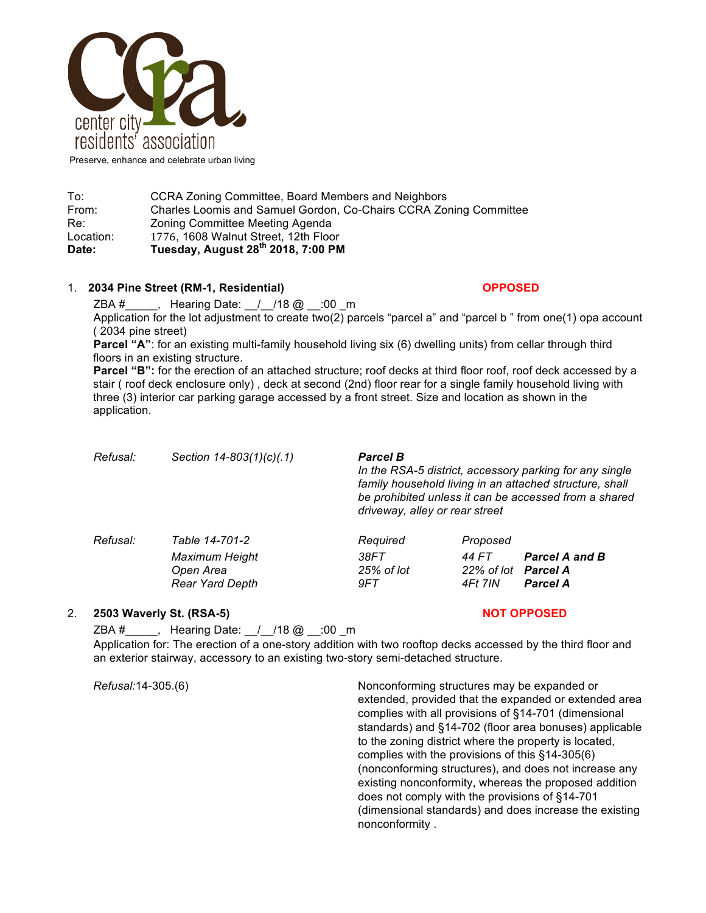center city residents' association

Preserve, enhance and celebrate urban living

|  |  |
|---|---|
| To: | CCRA Zoning Committee, Board Members and Neighbors |
| From: | Charles Loomis and Samuel Gordon, Co-Chairs CCRA Zoning Committee |
| Re: | Zoning Committee Meeting Agenda |
| Location: | 1776, 1608 Walnut Street, 12th Floor |
| **Date:** | **Tuesday, August 28th 2018, 7:00 PM** |

## 1. 2034 Pine Street (RM-1, Residential) — OPPOSED

ZBA #_____, Hearing Date: __/__/18 @ __:00 _m

Application for the lot adjustment to create two(2) parcels "parcel a" and "parcel b " from one(1) opa account ( 2034 pine street)

**Parcel "A"**: for an existing multi-family household living six (6) dwelling units) from cellar through third floors in an existing structure.

**Parcel "B":** for the erection of an attached structure; roof decks at third floor roof, roof deck accessed by a stair ( roof deck enclosure only) , deck at second (2nd) floor rear for a single family household living with three (3) interior car parking garage accessed by a front street. Size and location as shown in the application.

*Refusal:* *Section 14-803(1)(c)(.1)*

***Parcel B***

*In the RSA-5 district, accessory parking for any single family household living in an attached structure, shall be prohibited unless it can be accessed from a shared driveway, alley or rear street*

*Refusal:* *Table 14-701-2*

| | *Required* | *Proposed* | |
|---|---|---|---|
| *Maximum Height* | *38FT* | *44 FT* | ***Parcel A and B*** |
| *Open Area* | *25% of lot* | *22% of lot* | ***Parcel A*** |
| *Rear Yard Depth* | *9FT* | *4Ft 7IN* | ***Parcel A*** |

## 2. 2503 Waverly St. (RSA-5) — NOT OPPOSED

ZBA #_____, Hearing Date: __/__/18 @ __:00 _m

Application for: The erection of a one-story addition with two rooftop decks accessed by the third floor and an exterior stairway, accessory to an existing two-story semi-detached structure.

*Refusal:*14-305.(6)

Nonconforming structures may be expanded or extended, provided that the expanded or extended area complies with all provisions of §14-701 (dimensional standards) and §14-702 (floor area bonuses) applicable to the zoning district where the property is located, complies with the provisions of this §14-305(6) (nonconforming structures), and does not increase any existing nonconformity, whereas the proposed addition does not comply with the provisions of §14-701 (dimensional standards) and does increase the existing nonconformity .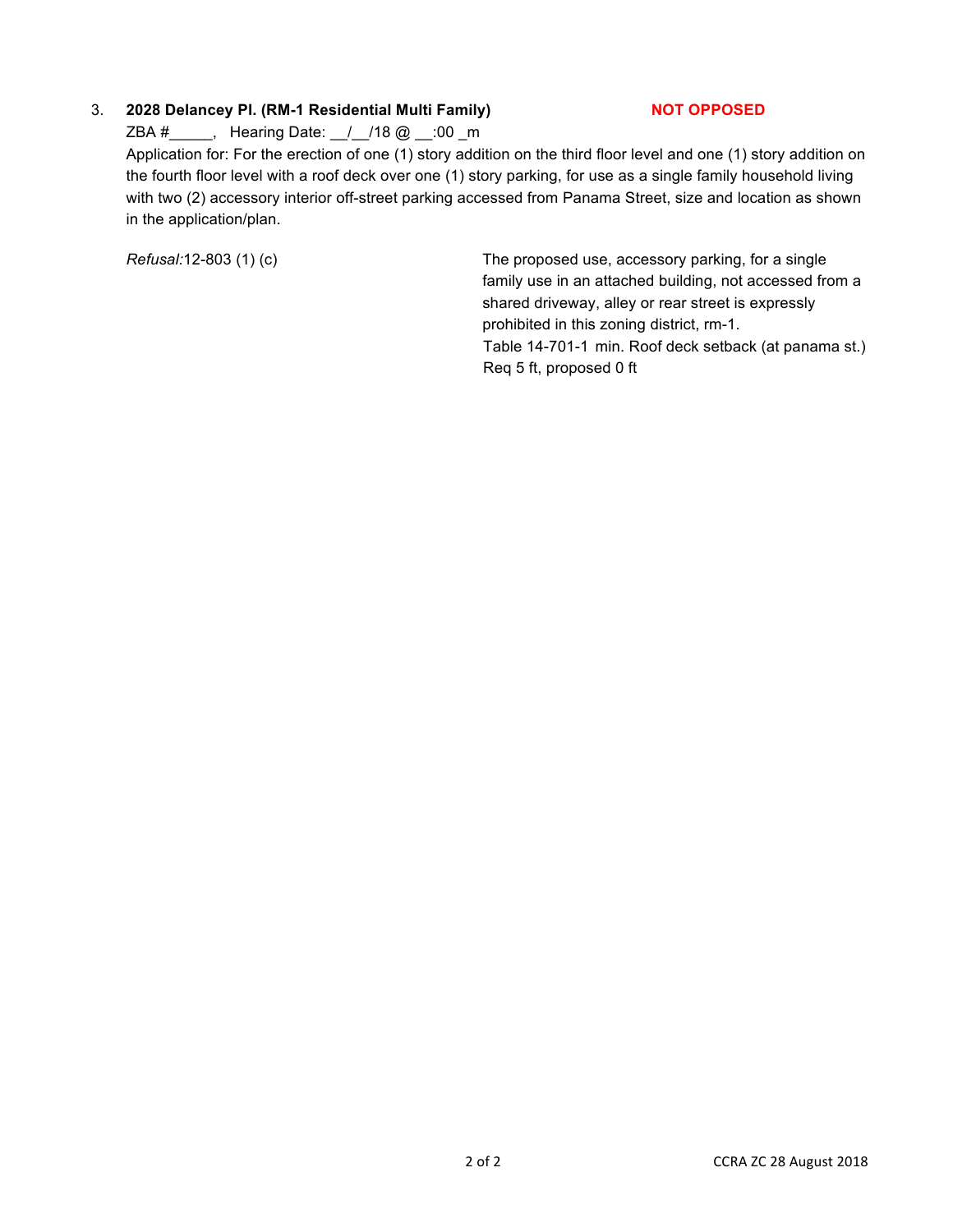3. **2028 Delancey Pl. (RM-1 Residential Multi Family)** **NOT OPPOSED**

   ZBA #_____,   Hearing Date: __/__/18 @ __:00 _m

   Application for: For the erection of one (1) story addition on the third floor level and one (1) story addition on the fourth floor level with a roof deck over one (1) story parking, for use as a single family household living with two (2) accessory interior off-street parking accessed from Panama Street, size and location as shown in the application/plan.

   *Refusal:*12-803 (1) (c)

   The proposed use, accessory parking, for a single family use in an attached building, not accessed from a shared driveway, alley or rear street is expressly prohibited in this zoning district, rm-1.

   Table 14-701-1 min. Roof deck setback (at panama st.) Req 5 ft, proposed 0 ft